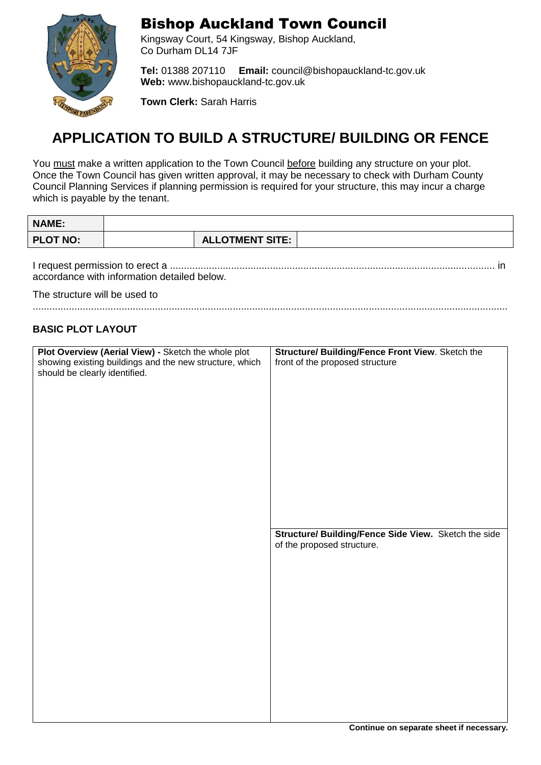# Bishop Auckland Town Council

Kingsway Court, 54 Kingsway, Bishop Auckland,
Co Durham DL14 7JF

**Tel:** 01388 207110 **Email:** council@bishopauckland-tc.gov.uk
**Web:** www.bishopauckland-tc.gov.uk

**Town Clerk:** Sarah Harris

## APPLICATION TO BUILD A STRUCTURE/ BUILDING OR FENCE

You must make a written application to the Town Council before building any structure on your plot. Once the Town Council has given written approval, it may be necessary to check with Durham County Council Planning Services if planning permission is required for your structure, this may incur a charge which is payable by the tenant.

| **NAME:** | | | |
|---|---|---|---|
| **PLOT NO:** | | **ALLOTMENT SITE:** | |

I request permission to erect a .................................................................................................................... in accordance with information detailed below.

The structure will be used to

.......................................................................................................................................................................

### BASIC PLOT LAYOUT

| **Plot Overview (Aerial View) -** Sketch the whole plot showing existing buildings and the new structure, which should be clearly identified. | **Structure/ Building/Fence Front View**. Sketch the front of the proposed structure |
|---|---|
| | **Structure/ Building/Fence Side View.** Sketch the side of the proposed structure. |

**Continue on separate sheet if necessary.**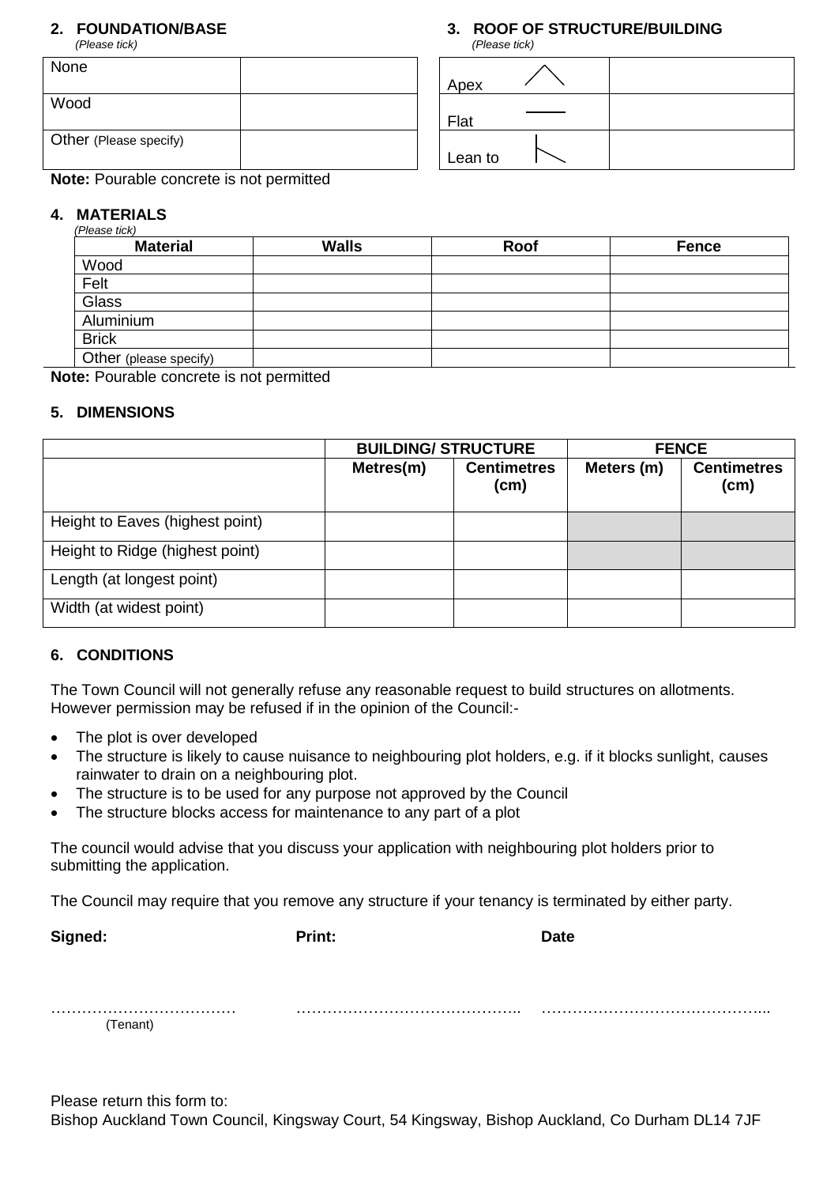## 2. FOUNDATION/BASE

*(Please tick)*

| | |
|---|---|
| None | |
| Wood | |
| Other (Please specify) | |

**Note:** Pourable concrete is not permitted

## 3. ROOF OF STRUCTURE/BUILDING

*(Please tick)*

| | |
|---|---|
| Apex | |
| Flat | |
| Lean to | |

## 4. MATERIALS

*(Please tick)*

| Material | Walls | Roof | Fence |
|---|---|---|---|
| Wood | | | |
| Felt | | | |
| Glass | | | |
| Aluminium | | | |
| Brick | | | |
| Other (please specify) | | | |

**Note:** Pourable concrete is not permitted

## 5. DIMENSIONS

| | BUILDING/ STRUCTURE | | FENCE | |
|---|---|---|---|---|
| | Metres(m) | Centimetres (cm) | Meters (m) | Centimetres (cm) |
| Height to Eaves (highest point) | | | | |
| Height to Ridge (highest point) | | | | |
| Length (at longest point) | | | | |
| Width (at widest point) | | | | |

## 6. CONDITIONS

The Town Council will not generally refuse any reasonable request to build structures on allotments. However permission may be refused if in the opinion of the Council:-

- The plot is over developed
- The structure is likely to cause nuisance to neighbouring plot holders, e.g. if it blocks sunlight, causes rainwater to drain on a neighbouring plot.
- The structure is to be used for any purpose not approved by the Council
- The structure blocks access for maintenance to any part of a plot

The council would advise that you discuss your application with neighbouring plot holders prior to submitting the application.

The Council may require that you remove any structure if your tenancy is terminated by either party.

**Signed:** ……………………………… (Tenant)

**Print:** ……………………………………..

**Date** ……………………………………...

Please return this form to:
Bishop Auckland Town Council, Kingsway Court, 54 Kingsway, Bishop Auckland, Co Durham DL14 7JF